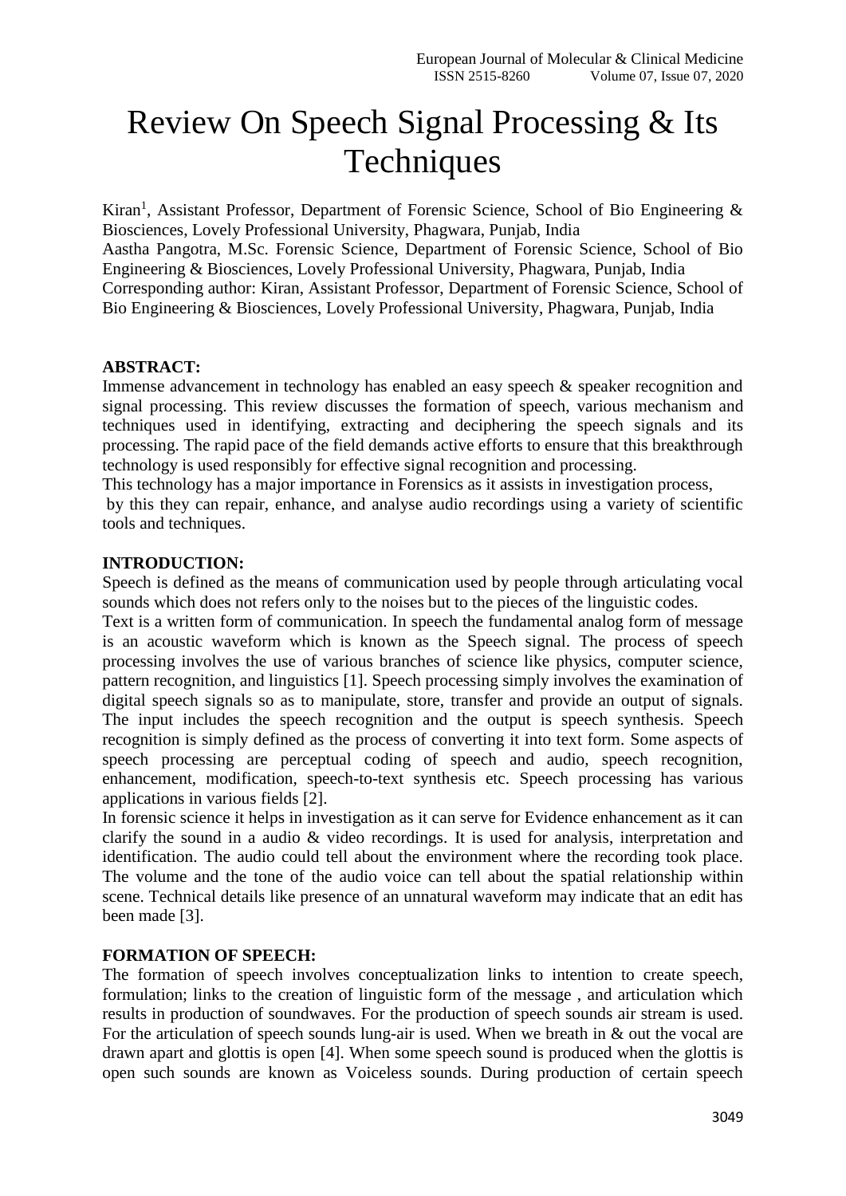# Review On Speech Signal Processing & Its Techniques

Kiran[1], Assistant Professor, Department of Forensic Science, School of Bio Engineering & Biosciences, Lovely Professional University, Phagwara, Punjab, India

Aastha Pangotra, M.Sc. Forensic Science, Department of Forensic Science, School of Bio Engineering & Biosciences, Lovely Professional University, Phagwara, Punjab, India

Corresponding author: Kiran, Assistant Professor, Department of Forensic Science, School of Bio Engineering & Biosciences, Lovely Professional University, Phagwara, Punjab, India

**ABSTRACT:**

Immense advancement in technology has enabled an easy speech & speaker recognition and signal processing. This review discusses the formation of speech, various mechanism and techniques used in identifying, extracting and deciphering the speech signals and its processing. The rapid pace of the field demands active efforts to ensure that this breakthrough technology is used responsibly for effective signal recognition and processing.

This technology has a major importance in Forensics as it assists in investigation process, by this they can repair, enhance, and analyse audio recordings using a variety of scientific tools and techniques.

**INTRODUCTION:**

Speech is defined as the means of communication used by people through articulating vocal sounds which does not refers only to the noises but to the pieces of the linguistic codes.

Text is a written form of communication. In speech the fundamental analog form of message is an acoustic waveform which is known as the Speech signal. The process of speech processing involves the use of various branches of science like physics, computer science, pattern recognition, and linguistics [1]. Speech processing simply involves the examination of digital speech signals so as to manipulate, store, transfer and provide an output of signals. The input includes the speech recognition and the output is speech synthesis. Speech recognition is simply defined as the process of converting it into text form. Some aspects of speech processing are perceptual coding of speech and audio, speech recognition, enhancement, modification, speech-to-text synthesis etc. Speech processing has various applications in various fields [2].

In forensic science it helps in investigation as it can serve for Evidence enhancement as it can clarify the sound in a audio & video recordings. It is used for analysis, interpretation and identification. The audio could tell about the environment where the recording took place. The volume and the tone of the audio voice can tell about the spatial relationship within scene. Technical details like presence of an unnatural waveform may indicate that an edit has been made [3].

**FORMATION OF SPEECH:**

The formation of speech involves conceptualization links to intention to create speech, formulation; links to the creation of linguistic form of the message , and articulation which results in production of soundwaves. For the production of speech sounds air stream is used. For the articulation of speech sounds lung-air is used. When we breath in & out the vocal are drawn apart and glottis is open [4]. When some speech sound is produced when the glottis is open such sounds are known as Voiceless sounds. During production of certain speech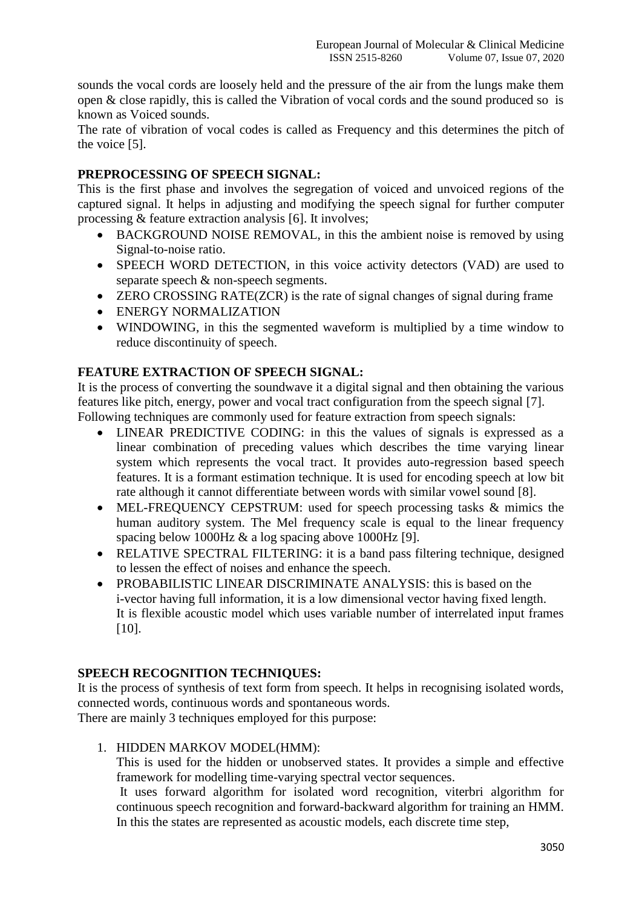sounds the vocal cords are loosely held and the pressure of the air from the lungs make them open & close rapidly, this is called the Vibration of vocal cords and the sound produced so is known as Voiced sounds.

The rate of vibration of vocal codes is called as Frequency and this determines the pitch of the voice [5].

**PREPROCESSING OF SPEECH SIGNAL:**

This is the first phase and involves the segregation of voiced and unvoiced regions of the captured signal. It helps in adjusting and modifying the speech signal for further computer processing & feature extraction analysis [6]. It involves;

- BACKGROUND NOISE REMOVAL, in this the ambient noise is removed by using Signal-to-noise ratio.
- SPEECH WORD DETECTION, in this voice activity detectors (VAD) are used to separate speech & non-speech segments.
- ZERO CROSSING RATE(ZCR) is the rate of signal changes of signal during frame
- ENERGY NORMALIZATION
- WINDOWING, in this the segmented waveform is multiplied by a time window to reduce discontinuity of speech.

**FEATURE EXTRACTION OF SPEECH SIGNAL:**

It is the process of converting the soundwave it a digital signal and then obtaining the various features like pitch, energy, power and vocal tract configuration from the speech signal [7].

Following techniques are commonly used for feature extraction from speech signals:

- LINEAR PREDICTIVE CODING: in this the values of signals is expressed as a linear combination of preceding values which describes the time varying linear system which represents the vocal tract. It provides auto-regression based speech features. It is a formant estimation technique. It is used for encoding speech at low bit rate although it cannot differentiate between words with similar vowel sound [8].
- MEL-FREQUENCY CEPSTRUM: used for speech processing tasks & mimics the human auditory system. The Mel frequency scale is equal to the linear frequency spacing below 1000Hz & a log spacing above 1000Hz [9].
- RELATIVE SPECTRAL FILTERING: it is a band pass filtering technique, designed to lessen the effect of noises and enhance the speech.
- PROBABILISTIC LINEAR DISCRIMINATE ANALYSIS: this is based on the i-vector having full information, it is a low dimensional vector having fixed length. It is flexible acoustic model which uses variable number of interrelated input frames [10].

**SPEECH RECOGNITION TECHNIQUES:**

It is the process of synthesis of text form from speech. It helps in recognising isolated words, connected words, continuous words and spontaneous words.

There are mainly 3 techniques employed for this purpose:

1. HIDDEN MARKOV MODEL(HMM):

   This is used for the hidden or unobserved states. It provides a simple and effective framework for modelling time-varying spectral vector sequences.

   It uses forward algorithm for isolated word recognition, viterbri algorithm for continuous speech recognition and forward-backward algorithm for training an HMM. In this the states are represented as acoustic models, each discrete time step,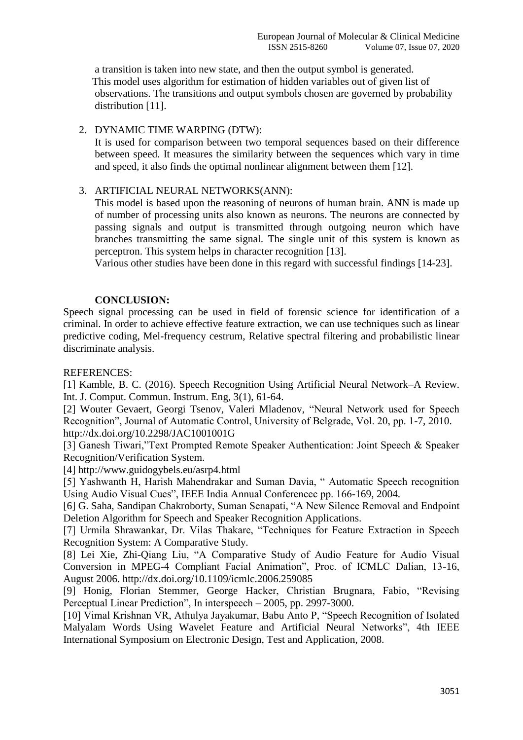a transition is taken into new state, and then the output symbol is generated. This model uses algorithm for estimation of hidden variables out of given list of observations. The transitions and output symbols chosen are governed by probability distribution [11].

2. DYNAMIC TIME WARPING (DTW):
   It is used for comparison between two temporal sequences based on their difference between speed. It measures the similarity between the sequences which vary in time and speed, it also finds the optimal nonlinear alignment between them [12].

3. ARTIFICIAL NEURAL NETWORKS(ANN):
   This model is based upon the reasoning of neurons of human brain. ANN is made up of number of processing units also known as neurons. The neurons are connected by passing signals and output is transmitted through outgoing neuron which have branches transmitting the same signal. The single unit of this system is known as perceptron. This system helps in character recognition [13].
   Various other studies have been done in this regard with successful findings [14-23].

## CONCLUSION:

Speech signal processing can be used in field of forensic science for identification of a criminal. In order to achieve effective feature extraction, we can use techniques such as linear predictive coding, Mel-frequency cestrum, Relative spectral filtering and probabilistic linear discriminate analysis.

## REFERENCES:

[1] Kamble, B. C. (2016). Speech Recognition Using Artificial Neural Network–A Review. Int. J. Comput. Commun. Instrum. Eng, 3(1), 61-64.

[2] Wouter Gevaert, Georgi Tsenov, Valeri Mladenov, "Neural Network used for Speech Recognition", Journal of Automatic Control, University of Belgrade, Vol. 20, pp. 1-7, 2010. http://dx.doi.org/10.2298/JAC1001001G

[3] Ganesh Tiwari,"Text Prompted Remote Speaker Authentication: Joint Speech & Speaker Recognition/Verification System.

[4] http://www.guidogybels.eu/asrp4.html

[5] Yashwanth H, Harish Mahendrakar and Suman Davia, " Automatic Speech recognition Using Audio Visual Cues", IEEE India Annual Conferencec pp. 166-169, 2004.

[6] G. Saha, Sandipan Chakroborty, Suman Senapati, "A New Silence Removal and Endpoint Deletion Algorithm for Speech and Speaker Recognition Applications.

[7] Urmila Shrawankar, Dr. Vilas Thakare, "Techniques for Feature Extraction in Speech Recognition System: A Comparative Study.

[8] Lei Xie, Zhi-Qiang Liu, "A Comparative Study of Audio Feature for Audio Visual Conversion in MPEG-4 Compliant Facial Animation", Proc. of ICMLC Dalian, 13-16, August 2006. http://dx.doi.org/10.1109/icmlc.2006.259085

[9] Honig, Florian Stemmer, George Hacker, Christian Brugnara, Fabio, "Revising Perceptual Linear Prediction", In interspeech – 2005, pp. 2997-3000.

[10] Vimal Krishnan VR, Athulya Jayakumar, Babu Anto P, "Speech Recognition of Isolated Malyalam Words Using Wavelet Feature and Artificial Neural Networks", 4th IEEE International Symposium on Electronic Design, Test and Application, 2008.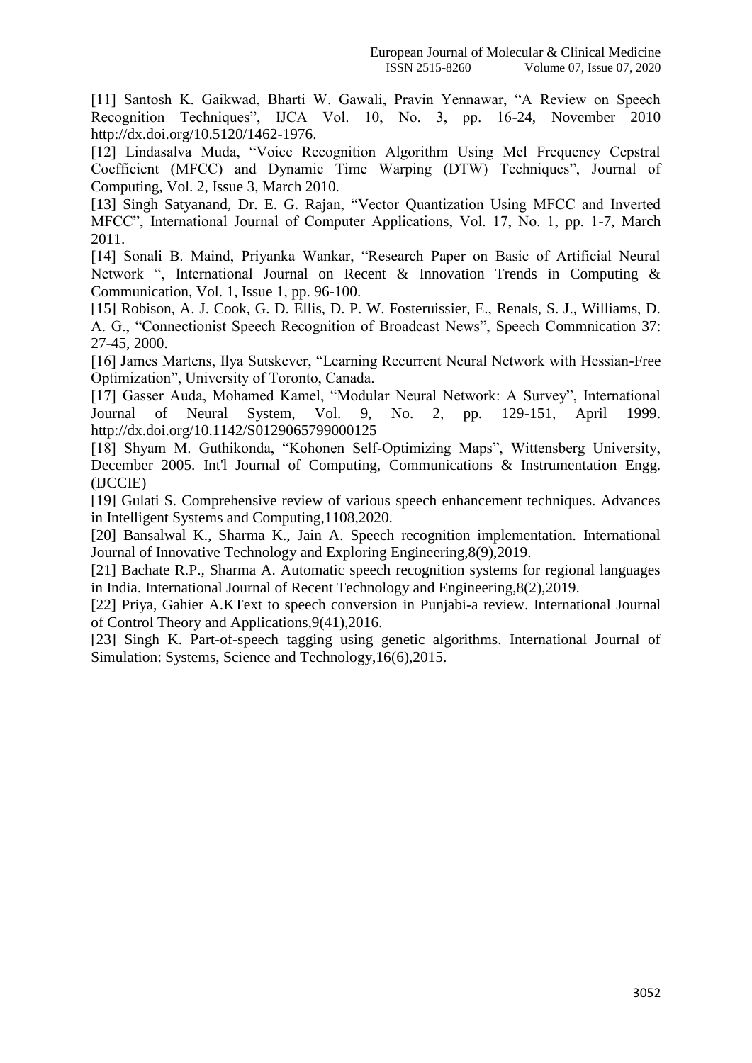[11] Santosh K. Gaikwad, Bharti W. Gawali, Pravin Yennawar, "A Review on Speech Recognition Techniques", IJCA Vol. 10, No. 3, pp. 16-24, November 2010 http://dx.doi.org/10.5120/1462-1976.

[12] Lindasalva Muda, "Voice Recognition Algorithm Using Mel Frequency Cepstral Coefficient (MFCC) and Dynamic Time Warping (DTW) Techniques", Journal of Computing, Vol. 2, Issue 3, March 2010.

[13] Singh Satyanand, Dr. E. G. Rajan, "Vector Quantization Using MFCC and Inverted MFCC", International Journal of Computer Applications, Vol. 17, No. 1, pp. 1-7, March 2011.

[14] Sonali B. Maind, Priyanka Wankar, "Research Paper on Basic of Artificial Neural Network ", International Journal on Recent & Innovation Trends in Computing & Communication, Vol. 1, Issue 1, pp. 96-100.

[15] Robison, A. J. Cook, G. D. Ellis, D. P. W. Fosteruissier, E., Renals, S. J., Williams, D. A. G., "Connectionist Speech Recognition of Broadcast News", Speech Commnication 37: 27-45, 2000.

[16] James Martens, Ilya Sutskever, "Learning Recurrent Neural Network with Hessian-Free Optimization", University of Toronto, Canada.

[17] Gasser Auda, Mohamed Kamel, "Modular Neural Network: A Survey", International Journal of Neural System, Vol. 9, No. 2, pp. 129-151, April 1999. http://dx.doi.org/10.1142/S0129065799000125

[18] Shyam M. Guthikonda, "Kohonen Self-Optimizing Maps", Wittensberg University, December 2005. Int'l Journal of Computing, Communications & Instrumentation Engg. (IJCCIE)

[19] Gulati S. Comprehensive review of various speech enhancement techniques. Advances in Intelligent Systems and Computing,1108,2020.

[20] Bansalwal K., Sharma K., Jain A. Speech recognition implementation. International Journal of Innovative Technology and Exploring Engineering,8(9),2019.

[21] Bachate R.P., Sharma A. Automatic speech recognition systems for regional languages in India. International Journal of Recent Technology and Engineering,8(2),2019.

[22] Priya, Gahier A.KText to speech conversion in Punjabi-a review. International Journal of Control Theory and Applications,9(41),2016.

[23] Singh K. Part-of-speech tagging using genetic algorithms. International Journal of Simulation: Systems, Science and Technology,16(6),2015.